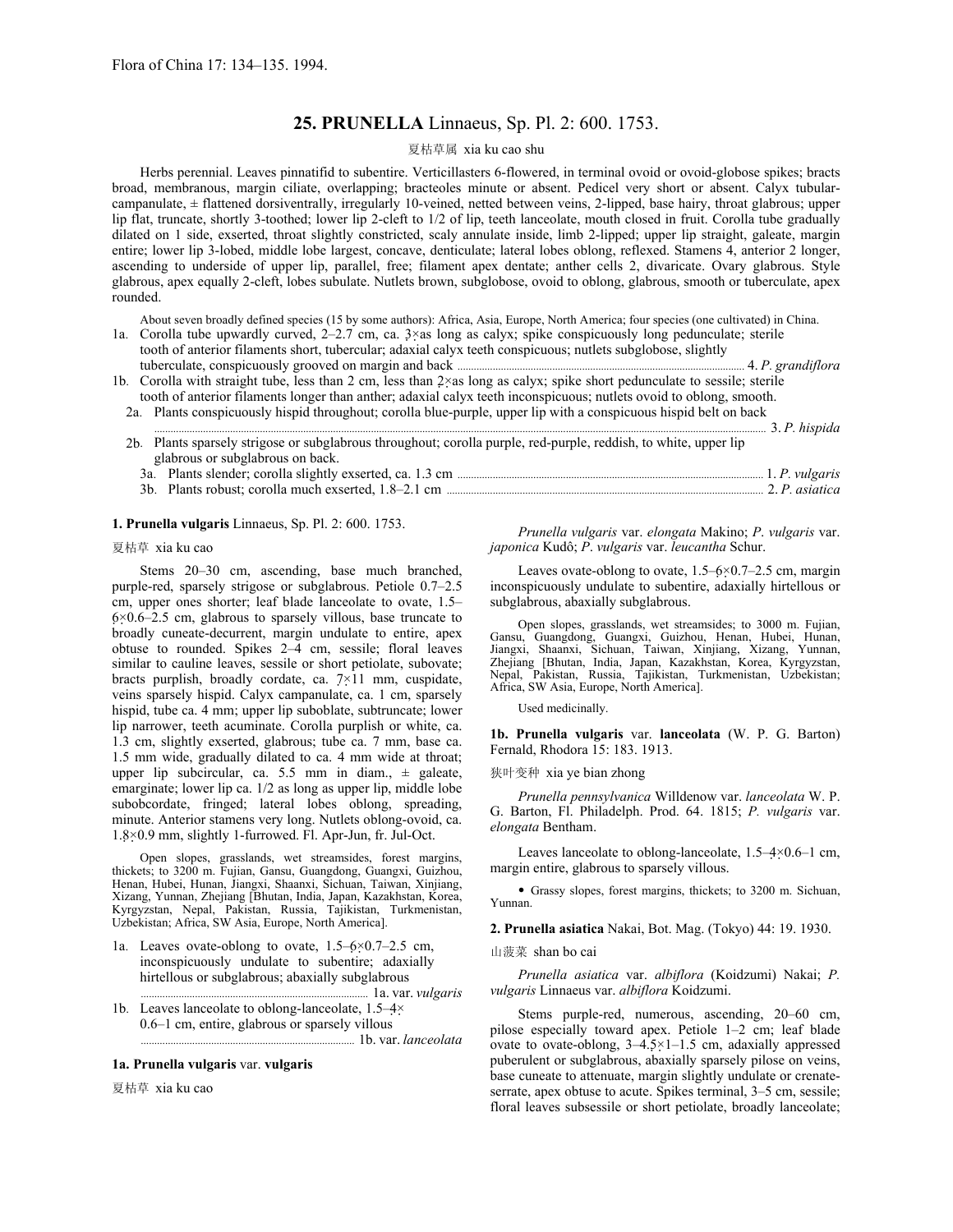Flora of China 17: 134–135. 1994.

# 25. PRUNELLA Linnaeus, Sp. Pl. 2: 600. 1753.

夏枯草属 xia ku cao shu

Herbs perennial. Leaves pinnatifid to subentire. Verticillasters 6-flowered, in terminal ovoid or ovoid-globose spikes; bracts broad, membranous, margin ciliate, overlapping; bracteoles minute or absent. Pedicel very short or absent. Calyx tubular-campanulate, ± flattened dorsiventrally, irregularly 10-veined, netted between veins, 2-lipped, base hairy, throat glabrous; upper lip flat, truncate, shortly 3-toothed; lower lip 2-cleft to 1/2 of lip, teeth lanceolate, mouth closed in fruit. Corolla tube gradually dilated on 1 side, exserted, throat slightly constricted, scaly annulate inside, limb 2-lipped; upper lip straight, galeate, margin entire; lower lip 3-lobed, middle lobe largest, concave, denticulate; lateral lobes oblong, reflexed. Stamens 4, anterior 2 longer, ascending to underside of upper lip, parallel, free; filament apex dentate; anther cells 2, divaricate. Ovary glabrous. Style glabrous, apex equally 2-cleft, lobes subulate. Nutlets brown, subglobose, ovoid to oblong, glabrous, smooth or tuberculate, apex rounded.

About seven broadly defined species (15 by some authors): Africa, Asia, Europe, North America; four species (one cultivated) in China.

1a. Corolla tube upwardly curved, 2–2.7 cm, ca. 3× as long as calyx; spike conspicuously long pedunculate; sterile tooth of anterior filaments short, tubercular; adaxial calyx teeth conspicuous; nutlets subglobose, slightly tuberculate, conspicuously grooved on margin and back ..... 4. *P. grandiflora*
1b. Corolla with straight tube, less than 2 cm, less than 2× as long as calyx; spike short pedunculate to sessile; sterile tooth of anterior filaments longer than anther; adaxial calyx teeth inconspicuous; nutlets ovoid to oblong, smooth.
  2a. Plants conspicuously hispid throughout; corolla blue-purple, upper lip with a conspicuous hispid belt on back ..... 3. *P. hispida*
  2b. Plants sparsely strigose or subglabrous throughout; corolla purple, red-purple, reddish, to white, upper lip glabrous or subglabrous on back.
    3a. Plants slender; corolla slightly exserted, ca. 1.3 cm ..... 1. *P. vulgaris*
    3b. Plants robust; corolla much exserted, 1.8–2.1 cm ..... 2. *P. asiatica*

**1. Prunella vulgaris** Linnaeus, Sp. Pl. 2: 600. 1753.

夏枯草 xia ku cao

Stems 20–30 cm, ascending, base much branched, purple-red, sparsely strigose or subglabrous. Petiole 0.7–2.5 cm, upper ones shorter; leaf blade lanceolate to ovate, 1.5–6×0.6–2.5 cm, glabrous to sparsely villous, base truncate to broadly cuneate-decurrent, margin undulate to entire, apex obtuse to rounded. Spikes 2–4 cm, sessile; floral leaves similar to cauline leaves, sessile or short petiolate, subovate; bracts purplish, broadly cordate, ca. 7×11 mm, cuspidate, veins sparsely hispid. Calyx campanulate, ca. 1 cm, sparsely hispid, tube ca. 4 mm; upper lip suboblate, subtruncate; lower lip narrower, teeth acuminate. Corolla purplish or white, ca. 1.3 cm, slightly exserted, glabrous; tube ca. 7 mm, base ca. 1.5 mm wide, gradually dilated to ca. 4 mm wide at throat; upper lip subcircular, ca. 5.5 mm in diam., ± galeate, emarginate; lower lip ca. 1/2 as long as upper lip, middle lobe subobcordate, fringed; lateral lobes oblong, spreading, minute. Anterior stamens very long. Nutlets oblong-ovoid, ca. 1.8×0.9 mm, slightly 1-furrowed. Fl. Apr-Jun, fr. Jul-Oct.

Open slopes, grasslands, wet streamsides, forest margins, thickets; to 3200 m. Fujian, Gansu, Guangdong, Guangxi, Guizhou, Henan, Hubei, Hunan, Jiangxi, Shaanxi, Sichuan, Taiwan, Xinjiang, Xizang, Yunnan, Zhejiang [Bhutan, India, Japan, Kazakhstan, Korea, Kyrgyzstan, Nepal, Pakistan, Russia, Tajikistan, Turkmenistan, Uzbekistan; Africa, SW Asia, Europe, North America].

1a. Leaves ovate-oblong to ovate, 1.5–6×0.7–2.5 cm, inconspicuously undulate to subentire; adaxially hirtellous or subglabrous; abaxially subglabrous ..... 1a. var. *vulgaris*
1b. Leaves lanceolate to oblong-lanceolate, 1.5–4×0.6–1 cm, entire, glabrous or sparsely villous ..... 1b. var. *lanceolata*

**1a. Prunella vulgaris** var. **vulgaris**

夏枯草 xia ku cao

*Prunella vulgaris* var. *elongata* Makino; *P. vulgaris* var. *japonica* Kudô; *P. vulgaris* var. *leucantha* Schur.

Leaves ovate-oblong to ovate, 1.5–6×0.7–2.5 cm, margin inconspicuously undulate to subentire, adaxially hirtellous or subglabrous, abaxially subglabrous.

Open slopes, grasslands, wet streamsides; to 3000 m. Fujian, Gansu, Guangdong, Guangxi, Guizhou, Henan, Hubei, Hunan, Jiangxi, Shaanxi, Sichuan, Taiwan, Xinjiang, Xizang, Yunnan, Zhejiang [Bhutan, India, Japan, Kazakhstan, Korea, Kyrgyzstan, Nepal, Pakistan, Russia, Tajikistan, Turkmenistan, Uzbekistan; Africa, SW Asia, Europe, North America].

Used medicinally.

**1b. Prunella vulgaris** var. **lanceolata** (W. P. G. Barton) Fernald, Rhodora 15: 183. 1913.

狭叶变种 xia ye bian zhong

*Prunella pennsylvanica* Willdenow var. *lanceolata* W. P. G. Barton, Fl. Philadelph. Prod. 64. 1815; *P. vulgaris* var. *elongata* Bentham.

Leaves lanceolate to oblong-lanceolate, 1.5–4×0.6–1 cm, margin entire, glabrous to sparsely villous.

• Grassy slopes, forest margins, thickets; to 3200 m. Sichuan, Yunnan.

**2. Prunella asiatica** Nakai, Bot. Mag. (Tokyo) 44: 19. 1930.

山菠菜 shan bo cai

*Prunella asiatica* var. *albiflora* (Koidzumi) Nakai; *P. vulgaris* Linnaeus var. *albiflora* Koidzumi.

Stems purple-red, numerous, ascending, 20–60 cm, pilose especially toward apex. Petiole 1–2 cm; leaf blade ovate to ovate-oblong, 3–4.5×1–1.5 cm, adaxially appressed puberulent or subglabrous, abaxially sparsely pilose on veins, base cuneate to attenuate, margin slightly undulate or crenate-serrate, apex obtuse to acute. Spikes terminal, 3–5 cm, sessile; floral leaves subsessile or short petiolate, broadly lanceolate;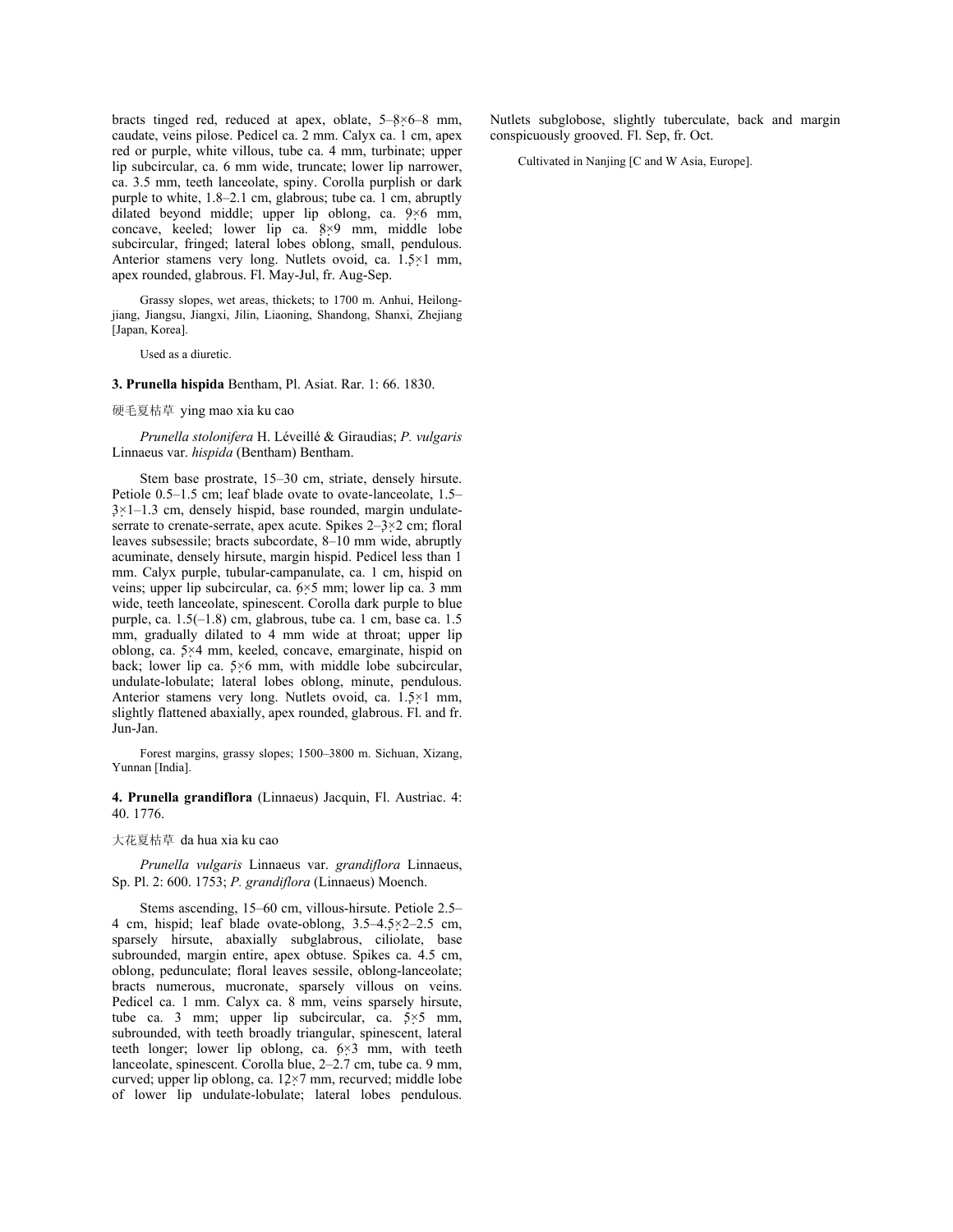bracts tinged red, reduced at apex, oblate, 5–8 × 6–8 mm, caudate, veins pilose. Pedicel ca. 2 mm. Calyx ca. 1 cm, apex red or purple, white villous, tube ca. 4 mm, turbinate; upper lip subcircular, ca. 6 mm wide, truncate; lower lip narrower, ca. 3.5 mm, teeth lanceolate, spiny. Corolla purplish or dark purple to white, 1.8–2.1 cm, glabrous; tube ca. 1 cm, abruptly dilated beyond middle; upper lip oblong, ca. 9 × 6 mm, concave, keeled; lower lip ca. 8 × 9 mm, middle lobe subcircular, fringed; lateral lobes oblong, small, pendulous. Anterior stamens very long. Nutlets ovoid, ca. 1.5 × 1 mm, apex rounded, glabrous. Fl. May-Jul, fr. Aug-Sep.

Grassy slopes, wet areas, thickets; to 1700 m. Anhui, Heilongjiang, Jiangsu, Jiangxi, Jilin, Liaoning, Shandong, Shanxi, Zhejiang [Japan, Korea].

Used as a diuretic.

**3. Prunella hispida** Bentham, Pl. Asiat. Rar. 1: 66. 1830.

硬毛夏枯草 ying mao xia ku cao

*Prunella stolonifera* H. Léveillé & Giraudias; *P. vulgaris* Linnaeus var. *hispida* (Bentham) Bentham.

Stem base prostrate, 15–30 cm, striate, densely hirsute. Petiole 0.5–1.5 cm; leaf blade ovate to ovate-lanceolate, 1.5–3 × 1–1.3 cm, densely hispid, base rounded, margin undulate-serrate to crenate-serrate, apex acute. Spikes 2–3 × 2 cm; floral leaves subsessile; bracts subcordate, 8–10 mm wide, abruptly acuminate, densely hirsute, margin hispid. Pedicel less than 1 mm. Calyx purple, tubular-campanulate, ca. 1 cm, hispid on veins; upper lip subcircular, ca. 6 × 5 mm; lower lip ca. 3 mm wide, teeth lanceolate, spinescent. Corolla dark purple to blue purple, ca. 1.5(–1.8) cm, glabrous, tube ca. 1 cm, base ca. 1.5 mm, gradually dilated to 4 mm wide at throat; upper lip oblong, ca. 5 × 4 mm, keeled, concave, emarginate, hispid on back; lower lip ca. 5 × 6 mm, with middle lobe subcircular, undulate-lobulate; lateral lobes oblong, minute, pendulous. Anterior stamens very long. Nutlets ovoid, ca. 1.5 × 1 mm, slightly flattened abaxially, apex rounded, glabrous. Fl. and fr. Jun-Jan.

Forest margins, grassy slopes; 1500–3800 m. Sichuan, Xizang, Yunnan [India].

**4. Prunella grandiflora** (Linnaeus) Jacquin, Fl. Austriac. 4: 40. 1776.

大花夏枯草 da hua xia ku cao

*Prunella vulgaris* Linnaeus var. *grandiflora* Linnaeus, Sp. Pl. 2: 600. 1753; *P. grandiflora* (Linnaeus) Moench.

Stems ascending, 15–60 cm, villous-hirsute. Petiole 2.5–4 cm, hispid; leaf blade ovate-oblong, 3.5–4.5 × 2–2.5 cm, sparsely hirsute, abaxially subglabrous, ciliolate, base subrounded, margin entire, apex obtuse. Spikes ca. 4.5 cm, oblong, pedunculate; floral leaves sessile, oblong-lanceolate; bracts numerous, mucronate, sparsely villous on veins. Pedicel ca. 1 mm. Calyx ca. 8 mm, veins sparsely hirsute, tube ca. 3 mm; upper lip subcircular, ca. 5 × 5 mm, subrounded, with teeth broadly triangular, spinescent, lateral teeth longer; lower lip oblong, ca. 6 × 3 mm, with teeth lanceolate, spinescent. Corolla blue, 2–2.7 cm, tube ca. 9 mm, curved; upper lip oblong, ca. 12 × 7 mm, recurved; middle lobe of lower lip undulate-lobulate; lateral lobes pendulous. Nutlets subglobose, slightly tuberculate, back and margin conspicuously grooved. Fl. Sep, fr. Oct.

Cultivated in Nanjing [C and W Asia, Europe].